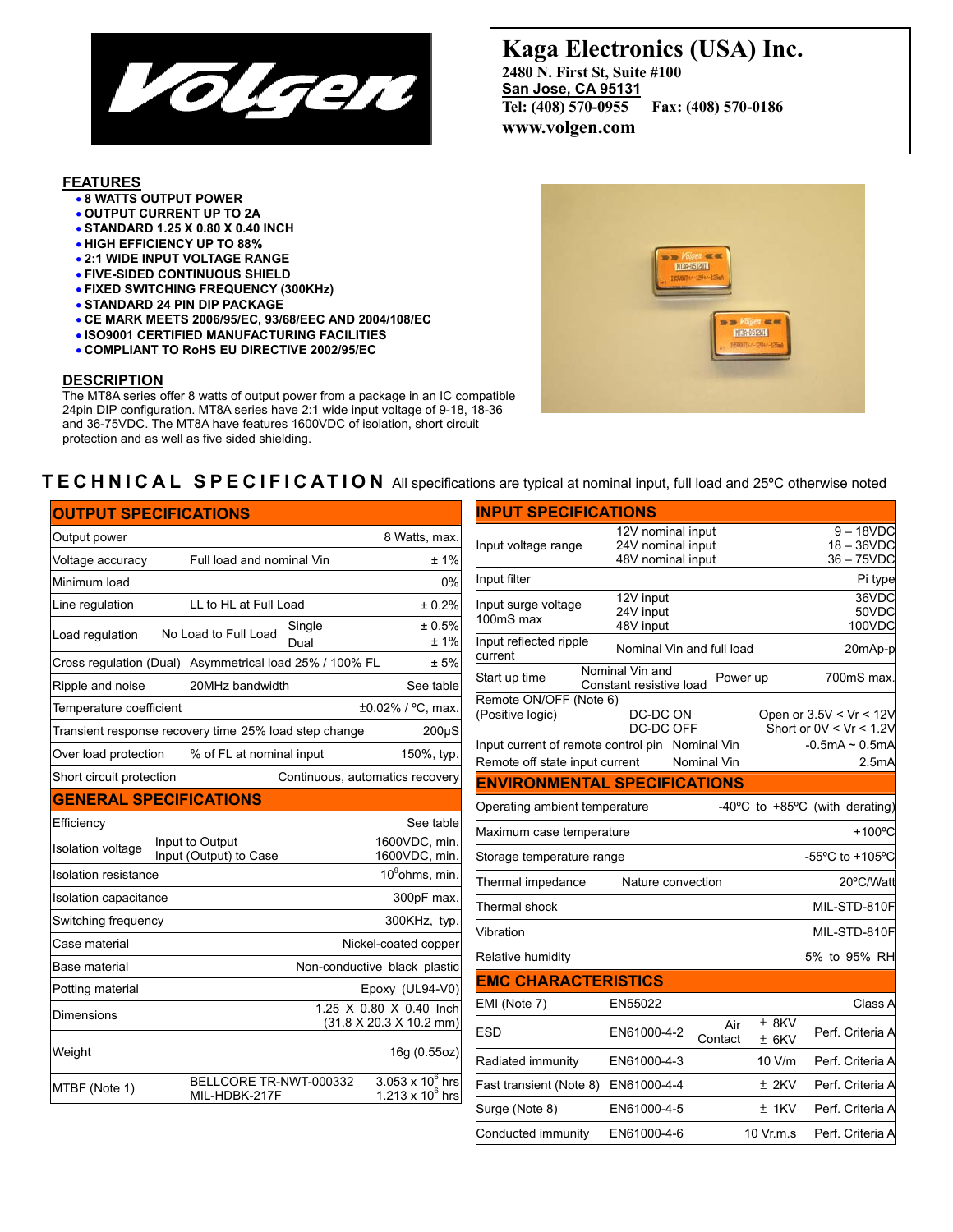Kaga Electronics (USA) Inc.
2480 N. First St, Suite #100
San Jose, CA 95131
Tel: (408) 570-0955 Fax: (408) 570-0186
www.volgen.com

## FEATURES

- 8 WATTS OUTPUT POWER
- OUTPUT CURRENT UP TO 2A
- STANDARD 1.25 X 0.80 X 0.40 INCH
- HIGH EFFICIENCY UP TO 88%
- 2:1 WIDE INPUT VOLTAGE RANGE
- FIVE-SIDED CONTINUOUS SHIELD
- FIXED SWITCHING FREQUENCY (300KHz)
- STANDARD 24 PIN DIP PACKAGE
- CE MARK MEETS 2006/95/EC, 93/68/EEC AND 2004/108/EC
- ISO9001 CERTIFIED MANUFACTURING FACILITIES
- COMPLIANT TO RoHS EU DIRECTIVE 2002/95/EC

## DESCRIPTION

The MT8A series offer 8 watts of output power from a package in an IC compatible 24pin DIP configuration. MT8A series have 2:1 wide input voltage of 9-18, 18-36 and 36-75VDC. The MT8A have features 1600VDC of isolation, short circuit protection and as well as five sided shielding.

# TECHNICAL SPECIFICATION

All specifications are typical at nominal input, full load and 25ºC otherwise noted

### OUTPUT SPECIFICATIONS

| Parameter | Condition | Value |
|---|---|---|
| Output power | | 8 Watts, max. |
| Voltage accuracy | Full load and nominal Vin | ± 1% |
| Minimum load | | 0% |
| Line regulation | LL to HL at Full Load | ± 0.2% |
| Load regulation | No Load to Full Load, Single | ± 0.5% |
| | No Load to Full Load, Dual | ± 1% |
| Cross regulation (Dual) | Asymmetrical load 25% / 100% FL | ± 5% |
| Ripple and noise | 20MHz bandwidth | See table |
| Temperature coefficient | | ±0.02% / ºC, max. |
| Transient response recovery time 25% load step change | | 200μS |
| Over load protection | % of FL at nominal input | 150%, typ. |
| Short circuit protection | | Continuous, automatics recovery |

### GENERAL SPECIFICATIONS

| Parameter | Condition | Value |
|---|---|---|
| Efficiency | | See table |
| Isolation voltage | Input to Output | 1600VDC, min. |
| | Input (Output) to Case | 1600VDC, min. |
| Isolation resistance | | $10^9$ohms, min. |
| Isolation capacitance | | 300pF max. |
| Switching frequency | | 300KHz, typ. |
| Case material | | Nickel-coated copper |
| Base material | | Non-conductive black plastic |
| Potting material | | Epoxy (UL94-V0) |
| Dimensions | | 1.25 X 0.80 X 0.40 Inch (31.8 X 20.3 X 10.2 mm) |
| Weight | | 16g (0.55oz) |
| MTBF (Note 1) | BELLCORE TR-NWT-000332 | $3.053 \times 10^6$ hrs |
| | MIL-HDBK-217F | $1.213 \times 10^6$ hrs |

### INPUT SPECIFICATIONS

| Parameter | Condition | Value |
|---|---|---|
| Input voltage range | 12V nominal input | 9 – 18VDC |
| | 24V nominal input | 18 – 36VDC |
| | 48V nominal input | 36 – 75VDC |
| Input filter | | Pi type |
| Input surge voltage 100mS max | 12V input | 36VDC |
| | 24V input | 50VDC |
| | 48V input | 100VDC |
| Input reflected ripple current | Nominal Vin and full load | 20mAp-p |
| Start up time | Nominal Vin and Constant resistive load, Power up | 700mS max. |
| Remote ON/OFF (Note 6) (Positive logic) | DC-DC ON | Open or 3.5V < Vr < 12V |
| | DC-DC OFF | Short or 0V < Vr < 1.2V |
| Input current of remote control pin | Nominal Vin | -0.5mA ~ 0.5mA |
| Remote off state input current | Nominal Vin | 2.5mA |

### ENVIRONMENTAL SPECIFICATIONS

| Parameter | Condition | Value |
|---|---|---|
| Operating ambient temperature | | -40ºC to +85ºC (with derating) |
| Maximum case temperature | | +100ºC |
| Storage temperature range | | -55ºC to +105ºC |
| Thermal impedance | Nature convection | 20ºC/Watt |
| Thermal shock | | MIL-STD-810F |
| Vibration | | MIL-STD-810F |
| Relative humidity | | 5% to 95% RH |

### EMC CHARACTERISTICS

| Parameter | Standard | Level | Criteria |
|---|---|---|---|
| EMI (Note 7) | EN55022 | | Class A |
| ESD | EN61000-4-2 | Air ± 8KV, Contact ± 6KV | Perf. Criteria A |
| Radiated immunity | EN61000-4-3 | 10 V/m | Perf. Criteria A |
| Fast transient (Note 8) | EN61000-4-4 | ± 2KV | Perf. Criteria A |
| Surge (Note 8) | EN61000-4-5 | ± 1KV | Perf. Criteria A |
| Conducted immunity | EN61000-4-6 | 10 Vr.m.s | Perf. Criteria A |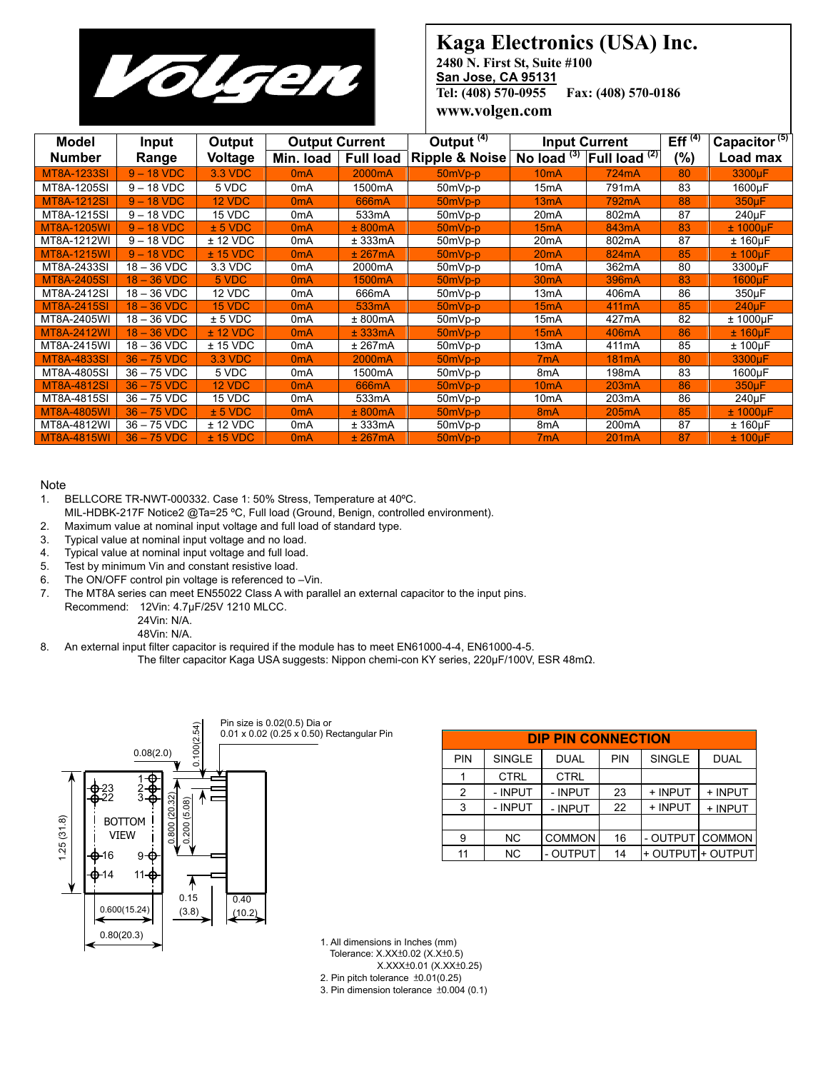# Kaga Electronics (USA) Inc.

**2480 N. First St, Suite #100**
**San Jose, CA 95131**
**Tel: (408) 570-0955 Fax: (408) 570-0186**
**www.volgen.com**

| Model Number | Input Range | Output Voltage | Output Current | | Output [4] Ripple & Noise | Input Current | | Eff [4] (%) | Capacitor [5] Load max |
|---|---|---|---|---|---|---|---|---|---|
| | | | Min. load | Full load | | No load [3] | Full load [2] | | |
| MT8A-1233SI | 9 – 18 VDC | 3.3 VDC | 0mA | 2000mA | 50mVp-p | 10mA | 724mA | 80 | 3300µF |
| MT8A-1205SI | 9 – 18 VDC | 5 VDC | 0mA | 1500mA | 50mVp-p | 15mA | 791mA | 83 | 1600µF |
| MT8A-1212SI | 9 – 18 VDC | 12 VDC | 0mA | 666mA | 50mVp-p | 13mA | 792mA | 88 | 350µF |
| MT8A-1215SI | 9 – 18 VDC | 15 VDC | 0mA | 533mA | 50mVp-p | 20mA | 802mA | 87 | 240µF |
| MT8A-1205WI | 9 – 18 VDC | ± 5 VDC | 0mA | ± 800mA | 50mVp-p | 15mA | 843mA | 83 | ± 1000µF |
| MT8A-1212WI | 9 – 18 VDC | ± 12 VDC | 0mA | ± 333mA | 50mVp-p | 20mA | 802mA | 87 | ± 160µF |
| MT8A-1215WI | 9 – 18 VDC | ± 15 VDC | 0mA | ± 267mA | 50mVp-p | 20mA | 824mA | 85 | ± 100µF |
| MT8A-2433SI | 18 – 36 VDC | 3.3 VDC | 0mA | 2000mA | 50mVp-p | 10mA | 362mA | 80 | 3300µF |
| MT8A-2405SI | 18 – 36 VDC | 5 VDC | 0mA | 1500mA | 50mVp-p | 30mA | 396mA | 83 | 1600µF |
| MT8A-2412SI | 18 – 36 VDC | 12 VDC | 0mA | 666mA | 50mVp-p | 13mA | 406mA | 86 | 350µF |
| MT8A-2415SI | 18 – 36 VDC | 15 VDC | 0mA | 533mA | 50mVp-p | 15mA | 411mA | 85 | 240µF |
| MT8A-2405WI | 18 – 36 VDC | ± 5 VDC | 0mA | ± 800mA | 50mVp-p | 15mA | 427mA | 82 | ± 1000µF |
| MT8A-2412WI | 18 – 36 VDC | ± 12 VDC | 0mA | ± 333mA | 50mVp-p | 15mA | 406mA | 86 | ± 160µF |
| MT8A-2415WI | 18 – 36 VDC | ± 15 VDC | 0mA | ± 267mA | 50mVp-p | 13mA | 411mA | 85 | ± 100µF |
| MT8A-4833SI | 36 – 75 VDC | 3.3 VDC | 0mA | 2000mA | 50mVp-p | 7mA | 181mA | 80 | 3300µF |
| MT8A-4805SI | 36 – 75 VDC | 5 VDC | 0mA | 1500mA | 50mVp-p | 8mA | 198mA | 83 | 1600µF |
| MT8A-4812SI | 36 – 75 VDC | 12 VDC | 0mA | 666mA | 50mVp-p | 10mA | 203mA | 86 | 350µF |
| MT8A-4815SI | 36 – 75 VDC | 15 VDC | 0mA | 533mA | 50mVp-p | 10mA | 203mA | 86 | 240µF |
| MT8A-4805WI | 36 – 75 VDC | ± 5 VDC | 0mA | ± 800mA | 50mVp-p | 8mA | 205mA | 85 | ± 1000µF |
| MT8A-4812WI | 36 – 75 VDC | ± 12 VDC | 0mA | ± 333mA | 50mVp-p | 8mA | 200mA | 87 | ± 160µF |
| MT8A-4815WI | 36 – 75 VDC | ± 15 VDC | 0mA | ± 267mA | 50mVp-p | 7mA | 201mA | 87 | ± 100µF |

Note

1. BELLCORE TR-NWT-000332. Case 1: 50% Stress, Temperature at 40ºC.
   MIL-HDBK-217F Notice2 @Ta=25 ºC, Full load (Ground, Benign, controlled environment).
2. Maximum value at nominal input voltage and full load of standard type.
3. Typical value at nominal input voltage and no load.
4. Typical value at nominal input voltage and full load.
5. Test by minimum Vin and constant resistive load.
6. The ON/OFF control pin voltage is referenced to –Vin.
7. The MT8A series can meet EN55022 Class A with parallel an external capacitor to the input pins.
   Recommend: 12Vin: 4.7µF/25V 1210 MLCC.
   24Vin: N/A.
   48Vin: N/A.
8. An external input filter capacitor is required if the module has to meet EN61000-4-4, EN61000-4-5.
   The filter capacitor Kaga USA suggests: Nippon chemi-con KY series, 220µF/100V, ESR 48mΩ.

Pin size is 0.02(0.5) Dia or
0.01 x 0.02 (0.25 x 0.50) Rectangular Pin

0.08(2.0)
0.100(2.54)
1.25 (31.8)
0.800 (20.32)
0.200 (5.08)
BOTTOM VIEW
1 2 3 23 22 16 9 14 11
0.600(15.24)
0.80(20.3)
0.15 (3.8)
0.40 (10.2)

| DIP PIN CONNECTION | | | | | |
|---|---|---|---|---|---|
| PIN | SINGLE | DUAL | PIN | SINGLE | DUAL |
| 1 | CTRL | CTRL | | | |
| 2 | - INPUT | - INPUT | 23 | + INPUT | + INPUT |
| 3 | - INPUT | - INPUT | 22 | + INPUT | + INPUT |
| | | | | | |
| 9 | NC | COMMON | 16 | - OUTPUT | COMMON |
| 11 | NC | - OUTPUT | 14 | + OUTPUT | + OUTPUT |

1. All dimensions in Inches (mm)
   Tolerance: X.XX±0.02 (X.X±0.5)
   X.XXX±0.01 (X.XX±0.25)
2. Pin pitch tolerance ±0.01(0.25)
3. Pin dimension tolerance ±0.004 (0.1)